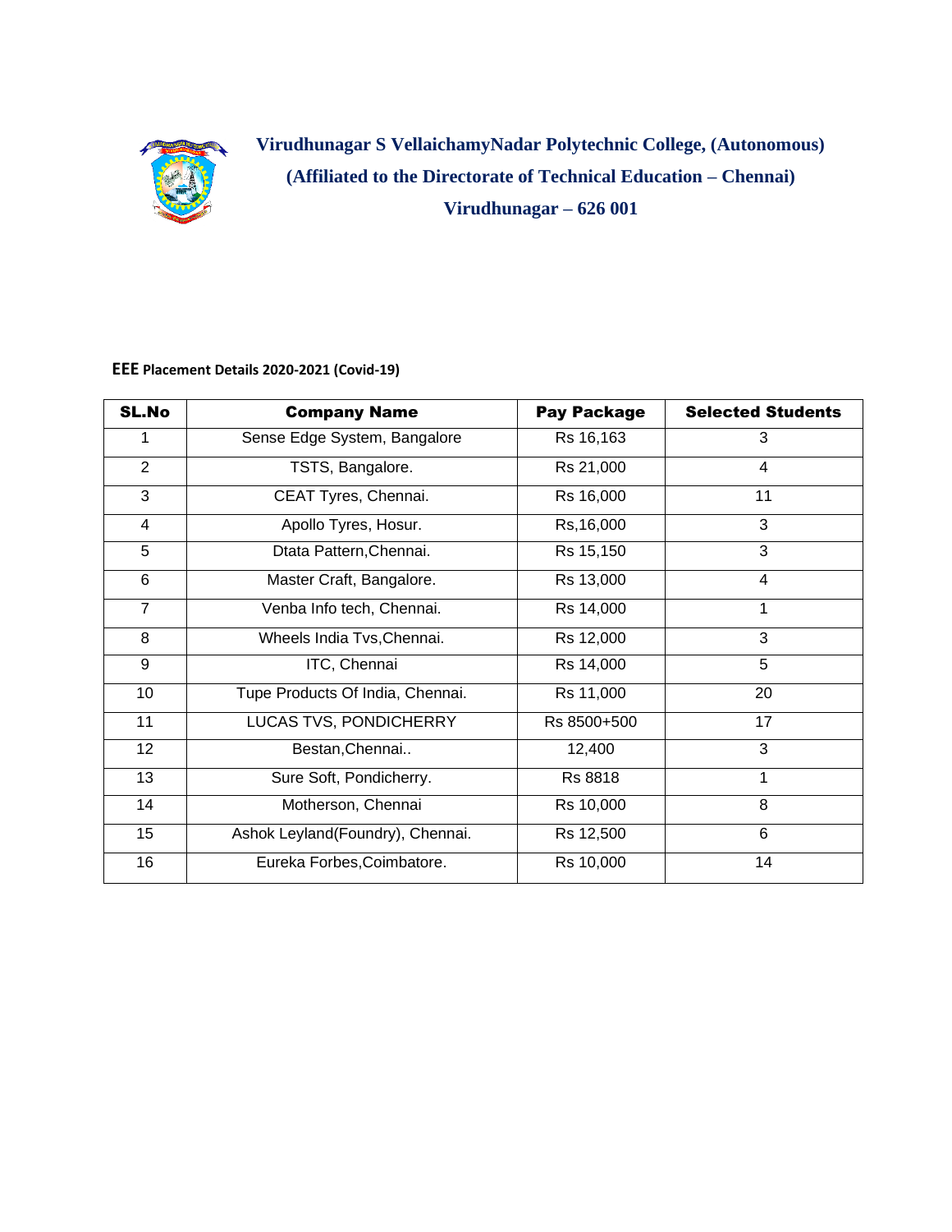**Virudhunagar S VellaichamyNadar Polytechnic College, (Autonomous)**

**(Affiliated to the Directorate of Technical Education – Chennai)**

**Virudhunagar – 626 001**

**EEE Placement Details 2020-2021 (Covid-19)**

| SL.No | Company Name | Pay Package | Selected Students |
|---|---|---|---|
| 1 | Sense Edge System, Bangalore | Rs 16,163 | 3 |
| 2 | TSTS, Bangalore. | Rs 21,000 | 4 |
| 3 | CEAT Tyres, Chennai. | Rs 16,000 | 11 |
| 4 | Apollo Tyres, Hosur. | Rs,16,000 | 3 |
| 5 | Dtata Pattern,Chennai. | Rs 15,150 | 3 |
| 6 | Master Craft, Bangalore. | Rs 13,000 | 4 |
| 7 | Venba Info tech, Chennai. | Rs 14,000 | 1 |
| 8 | Wheels India Tvs,Chennai. | Rs 12,000 | 3 |
| 9 | ITC, Chennai | Rs 14,000 | 5 |
| 10 | Tupe Products Of India, Chennai. | Rs 11,000 | 20 |
| 11 | LUCAS TVS, PONDICHERRY | Rs 8500+500 | 17 |
| 12 | Bestan,Chennai.. | 12,400 | 3 |
| 13 | Sure Soft, Pondicherry. | Rs 8818 | 1 |
| 14 | Motherson, Chennai | Rs 10,000 | 8 |
| 15 | Ashok Leyland(Foundry), Chennai. | Rs 12,500 | 6 |
| 16 | Eureka Forbes,Coimbatore. | Rs 10,000 | 14 |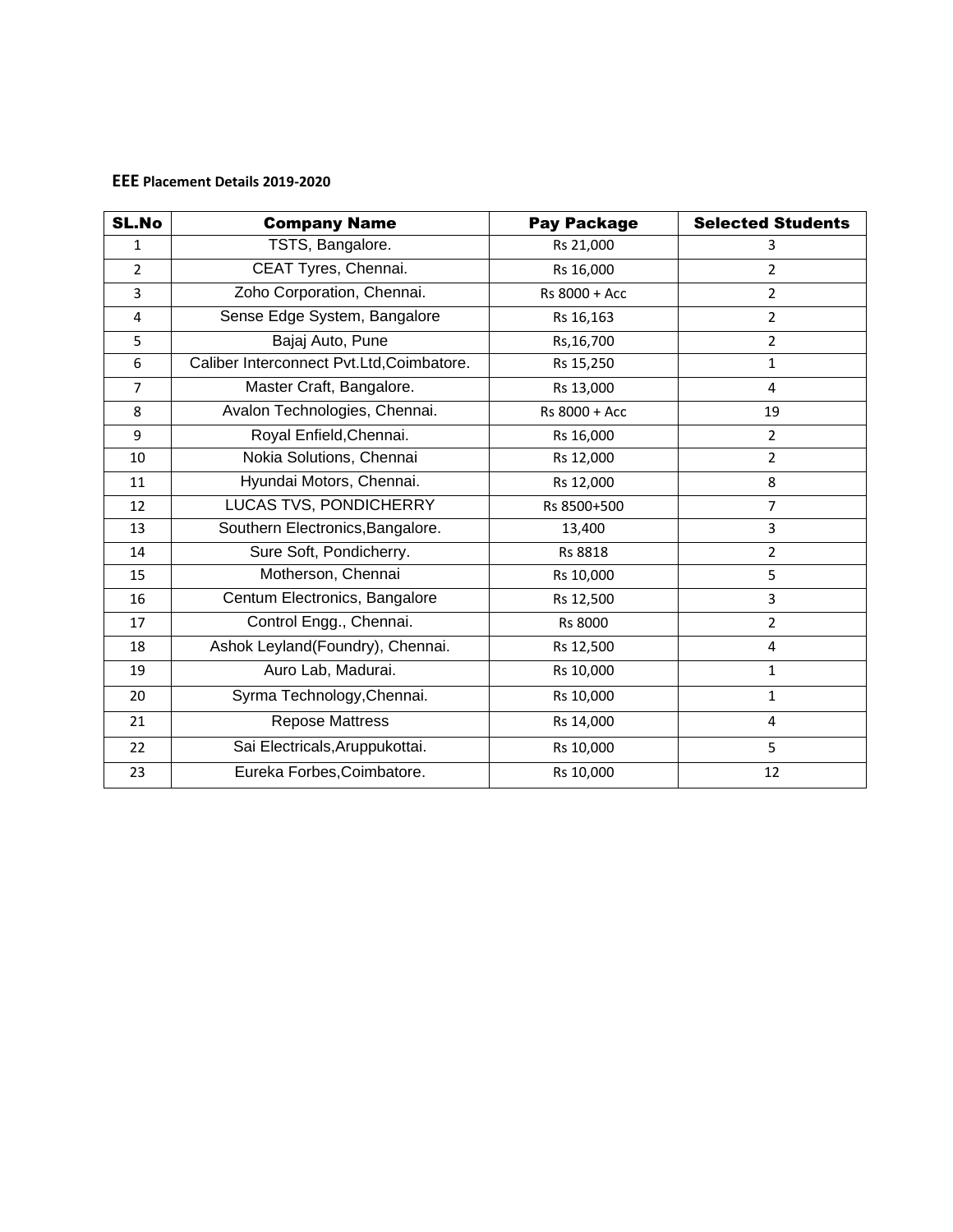**EEE Placement Details 2019-2020**

| SL.No | Company Name | Pay Package | Selected Students |
|---|---|---|---|
| 1 | TSTS, Bangalore. | Rs 21,000 | 3 |
| 2 | CEAT Tyres, Chennai. | Rs 16,000 | 2 |
| 3 | Zoho Corporation, Chennai. | Rs 8000 + Acc | 2 |
| 4 | Sense Edge System, Bangalore | Rs 16,163 | 2 |
| 5 | Bajaj Auto, Pune | Rs,16,700 | 2 |
| 6 | Caliber Interconnect Pvt.Ltd,Coimbatore. | Rs 15,250 | 1 |
| 7 | Master Craft, Bangalore. | Rs 13,000 | 4 |
| 8 | Avalon Technologies, Chennai. | Rs 8000 + Acc | 19 |
| 9 | Royal Enfield,Chennai. | Rs 16,000 | 2 |
| 10 | Nokia Solutions, Chennai | Rs 12,000 | 2 |
| 11 | Hyundai Motors, Chennai. | Rs 12,000 | 8 |
| 12 | LUCAS TVS, PONDICHERRY | Rs 8500+500 | 7 |
| 13 | Southern Electronics,Bangalore. | 13,400 | 3 |
| 14 | Sure Soft, Pondicherry. | Rs 8818 | 2 |
| 15 | Motherson, Chennai | Rs 10,000 | 5 |
| 16 | Centum Electronics, Bangalore | Rs 12,500 | 3 |
| 17 | Control Engg., Chennai. | Rs 8000 | 2 |
| 18 | Ashok Leyland(Foundry), Chennai. | Rs 12,500 | 4 |
| 19 | Auro Lab, Madurai. | Rs 10,000 | 1 |
| 20 | Syrma Technology,Chennai. | Rs 10,000 | 1 |
| 21 | Repose Mattress | Rs 14,000 | 4 |
| 22 | Sai Electricals,Aruppukottai. | Rs 10,000 | 5 |
| 23 | Eureka Forbes,Coimbatore. | Rs 10,000 | 12 |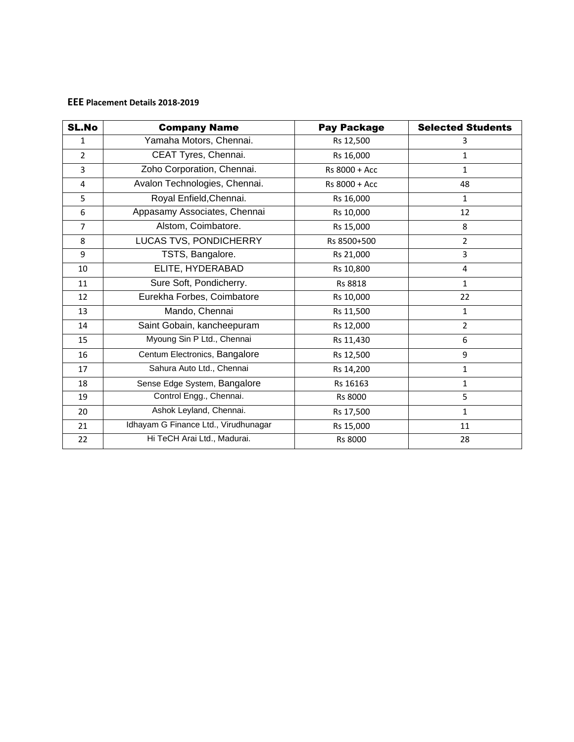**EEE Placement Details 2018-2019**

| SL.No | Company Name | Pay Package | Selected Students |
|---|---|---|---|
| 1 | Yamaha Motors, Chennai. | Rs 12,500 | 3 |
| 2 | CEAT Tyres, Chennai. | Rs 16,000 | 1 |
| 3 | Zoho Corporation, Chennai. | Rs 8000 + Acc | 1 |
| 4 | Avalon Technologies, Chennai. | Rs 8000 + Acc | 48 |
| 5 | Royal Enfield,Chennai. | Rs 16,000 | 1 |
| 6 | Appasamy Associates, Chennai | Rs 10,000 | 12 |
| 7 | Alstom, Coimbatore. | Rs 15,000 | 8 |
| 8 | LUCAS TVS, PONDICHERRY | Rs 8500+500 | 2 |
| 9 | TSTS, Bangalore. | Rs 21,000 | 3 |
| 10 | ELITE, HYDERABAD | Rs 10,800 | 4 |
| 11 | Sure Soft, Pondicherry. | Rs 8818 | 1 |
| 12 | Eurekha Forbes, Coimbatore | Rs 10,000 | 22 |
| 13 | Mando, Chennai | Rs 11,500 | 1 |
| 14 | Saint Gobain, kancheepuram | Rs 12,000 | 2 |
| 15 | Myoung Sin P Ltd., Chennai | Rs 11,430 | 6 |
| 16 | Centum Electronics, Bangalore | Rs 12,500 | 9 |
| 17 | Sahura Auto Ltd., Chennai | Rs 14,200 | 1 |
| 18 | Sense Edge System, Bangalore | Rs 16163 | 1 |
| 19 | Control Engg., Chennai. | Rs 8000 | 5 |
| 20 | Ashok Leyland, Chennai. | Rs 17,500 | 1 |
| 21 | Idhayam G Finance Ltd., Virudhunagar | Rs 15,000 | 11 |
| 22 | Hi TeCH Arai Ltd., Madurai. | Rs 8000 | 28 |